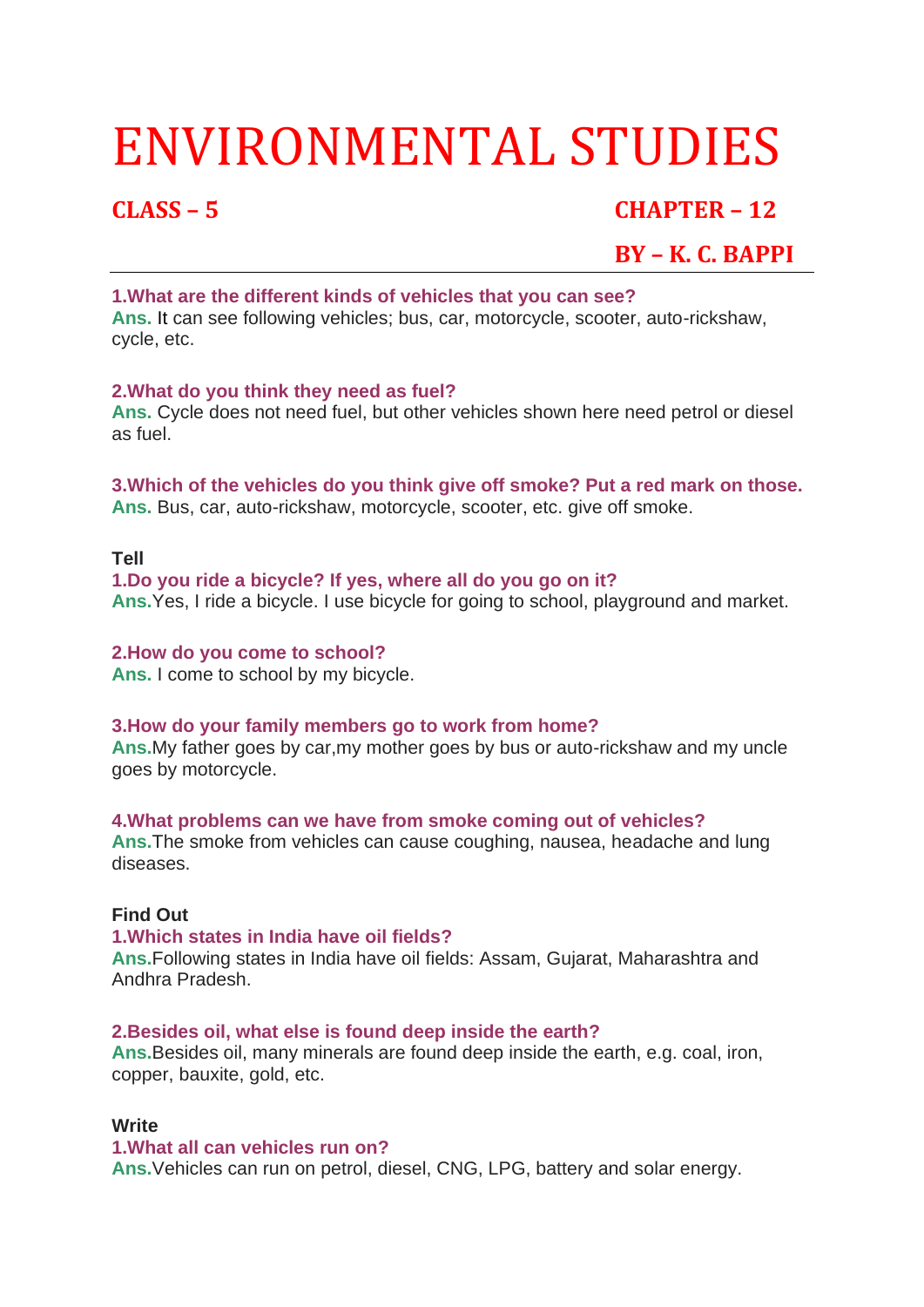# ENVIRONMENTAL STUDIES

## CLASS – 5 CHAPTER – 12

## BY – K. C. BAPPI

**1.What are the different kinds of vehicles that you can see?**
**Ans.** It can see following vehicles; bus, car, motorcycle, scooter, auto-rickshaw, cycle, etc.

**2.What do you think they need as fuel?**
**Ans.** Cycle does not need fuel, but other vehicles shown here need petrol or diesel as fuel.

**3.Which of the vehicles do you think give off smoke? Put a red mark on those.**
**Ans.** Bus, car, auto-rickshaw, motorcycle, scooter, etc. give off smoke.

**Tell**

**1.Do you ride a bicycle? If yes, where all do you go on it?**
**Ans.**Yes, I ride a bicycle. I use bicycle for going to school, playground and market.

**2.How do you come to school?**
**Ans.** I come to school by my bicycle.

**3.How do your family members go to work from home?**
**Ans.**My father goes by car,my mother goes by bus or auto-rickshaw and my uncle goes by motorcycle.

**4.What problems can we have from smoke coming out of vehicles?**
**Ans.**The smoke from vehicles can cause coughing, nausea, headache and lung diseases.

**Find Out**

**1.Which states in India have oil fields?**
**Ans.**Following states in India have oil fields: Assam, Gujarat, Maharashtra and Andhra Pradesh.

**2.Besides oil, what else is found deep inside the earth?**
**Ans.**Besides oil, many minerals are found deep inside the earth, e.g. coal, iron, copper, bauxite, gold, etc.

**Write**

**1.What all can vehicles run on?**
**Ans.**Vehicles can run on petrol, diesel, CNG, LPG, battery and solar energy.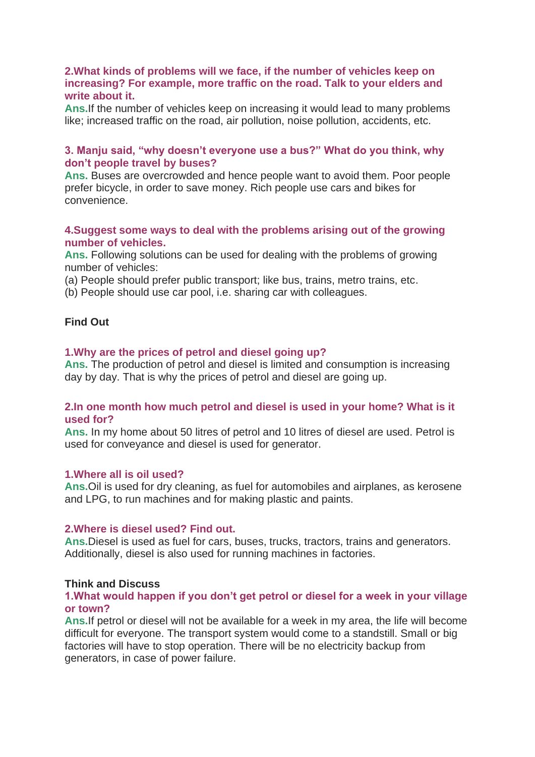**2.What kinds of problems will we face, if the number of vehicles keep on increasing? For example, more traffic on the road. Talk to your elders and write about it.**

**Ans.**If the number of vehicles keep on increasing it would lead to many problems like; increased traffic on the road, air pollution, noise pollution, accidents, etc.

**3. Manju said, "why doesn't everyone use a bus?" What do you think, why don't people travel by buses?**

**Ans.** Buses are overcrowded and hence people want to avoid them. Poor people prefer bicycle, in order to save money. Rich people use cars and bikes for convenience.

**4.Suggest some ways to deal with the problems arising out of the growing number of vehicles.**

**Ans.** Following solutions can be used for dealing with the problems of growing number of vehicles:

(a) People should prefer public transport; like bus, trains, metro trains, etc.

(b) People should use car pool, i.e. sharing car with colleagues.

**Find Out**

**1.Why are the prices of petrol and diesel going up?**

**Ans.** The production of petrol and diesel is limited and consumption is increasing day by day. That is why the prices of petrol and diesel are going up.

**2.In one month how much petrol and diesel is used in your home? What is it used for?**

**Ans.** In my home about 50 litres of petrol and 10 litres of diesel are used. Petrol is used for conveyance and diesel is used for generator.

**1.Where all is oil used?**

**Ans.**Oil is used for dry cleaning, as fuel for automobiles and airplanes, as kerosene and LPG, to run machines and for making plastic and paints.

**2.Where is diesel used? Find out.**

**Ans.**Diesel is used as fuel for cars, buses, trucks, tractors, trains and generators. Additionally, diesel is also used for running machines in factories.

**Think and Discuss**

**1.What would happen if you don't get petrol or diesel for a week in your village or town?**

**Ans.**If petrol or diesel will not be available for a week in my area, the life will become difficult for everyone. The transport system would come to a standstill. Small or big factories will have to stop operation. There will be no electricity backup from generators, in case of power failure.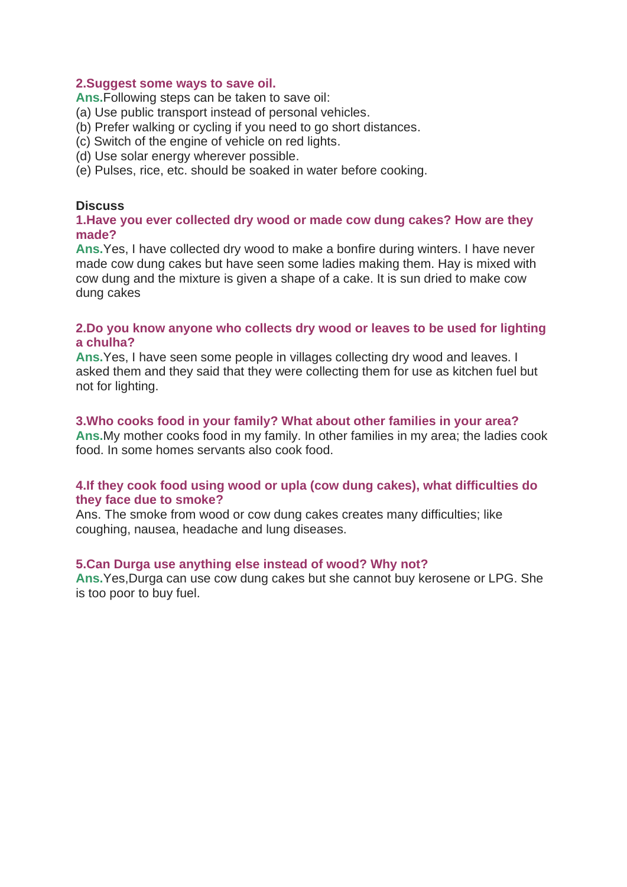**2.Suggest some ways to save oil.**

**Ans.**Following steps can be taken to save oil:

(a) Use public transport instead of personal vehicles.

(b) Prefer walking or cycling if you need to go short distances.

(c) Switch of the engine of vehicle on red lights.

(d) Use solar energy wherever possible.

(e) Pulses, rice, etc. should be soaked in water before cooking.

**Discuss**

**1.Have you ever collected dry wood or made cow dung cakes? How are they made?**

**Ans.**Yes, I have collected dry wood to make a bonfire during winters. I have never made cow dung cakes but have seen some ladies making them. Hay is mixed with cow dung and the mixture is given a shape of a cake. It is sun dried to make cow dung cakes

**2.Do you know anyone who collects dry wood or leaves to be used for lighting a chulha?**

**Ans.**Yes, I have seen some people in villages collecting dry wood and leaves. I asked them and they said that they were collecting them for use as kitchen fuel but not for lighting.

**3.Who cooks food in your family? What about other families in your area?**

**Ans.**My mother cooks food in my family. In other families in my area; the ladies cook food. In some homes servants also cook food.

**4.If they cook food using wood or upla (cow dung cakes), what difficulties do they face due to smoke?**

Ans. The smoke from wood or cow dung cakes creates many difficulties; like coughing, nausea, headache and lung diseases.

**5.Can Durga use anything else instead of wood? Why not?**

**Ans.**Yes,Durga can use cow dung cakes but she cannot buy kerosene or LPG. She is too poor to buy fuel.